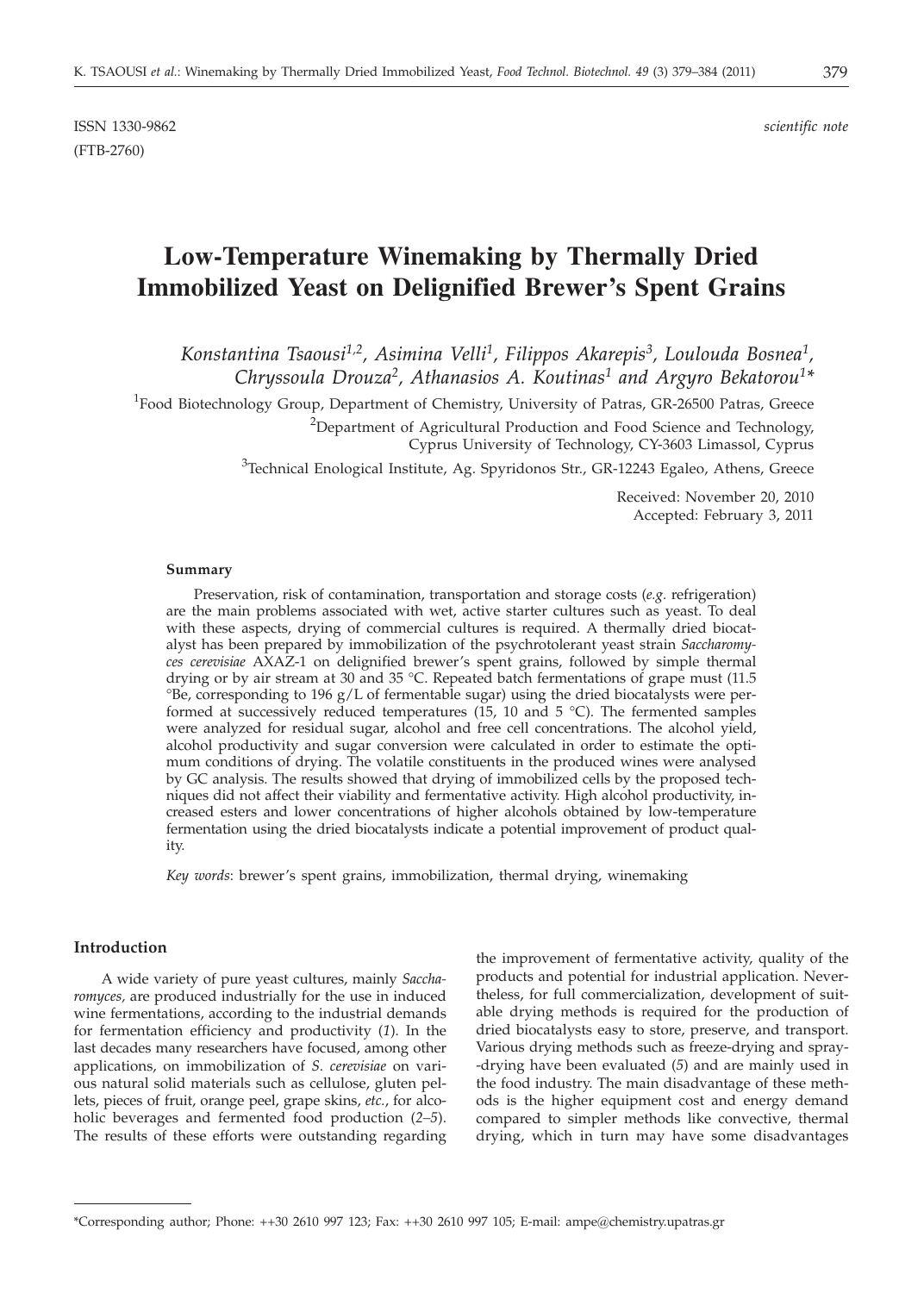ISSN 1330-9862 *scientific note*
(FTB-2760)

# Low-Temperature Winemaking by Thermally Dried Immobilized Yeast on Delignified Brewer's Spent Grains

*Konstantina Tsaousi[1,2], Asimina Velli[1], Filippos Akarepis[3], Loulouda Bosnea[1], Chryssoula Drouza[2], Athanasios A. Koutinas[1] and Argyro Bekatorou[1]**

[1]Food Biotechnology Group, Department of Chemistry, University of Patras, GR-26500 Patras, Greece

[2]Department of Agricultural Production and Food Science and Technology, Cyprus University of Technology, CY-3603 Limassol, Cyprus

[3]Technical Enological Institute, Ag. Spyridonos Str., GR-12243 Egaleo, Athens, Greece

Received: November 20, 2010
Accepted: February 3, 2011

### Summary

Preservation, risk of contamination, transportation and storage costs (*e.g.* refrigeration) are the main problems associated with wet, active starter cultures such as yeast. To deal with these aspects, drying of commercial cultures is required. A thermally dried biocatalyst has been prepared by immobilization of the psychrotolerant yeast strain *Saccharomyces cerevisiae* AXAZ-1 on delignified brewer's spent grains, followed by simple thermal drying or by air stream at 30 and 35 °C. Repeated batch fermentations of grape must (11.5 °Be, corresponding to 196 g/L of fermentable sugar) using the dried biocatalysts were performed at successively reduced temperatures (15, 10 and 5 °C). The fermented samples were analyzed for residual sugar, alcohol and free cell concentrations. The alcohol yield, alcohol productivity and sugar conversion were calculated in order to estimate the optimum conditions of drying. The volatile constituents in the produced wines were analysed by GC analysis. The results showed that drying of immobilized cells by the proposed techniques did not affect their viability and fermentative activity. High alcohol productivity, increased esters and lower concentrations of higher alcohols obtained by low-temperature fermentation using the dried biocatalysts indicate a potential improvement of product quality.

*Key words*: brewer's spent grains, immobilization, thermal drying, winemaking

## Introduction

A wide variety of pure yeast cultures, mainly *Saccharomyces*, are produced industrially for the use in induced wine fermentations, according to the industrial demands for fermentation efficiency and productivity (*1*). In the last decades many researchers have focused, among other applications, on immobilization of *S. cerevisiae* on various natural solid materials such as cellulose, gluten pellets, pieces of fruit, orange peel, grape skins, *etc.*, for alcoholic beverages and fermented food production (*2–5*). The results of these efforts were outstanding regarding the improvement of fermentative activity, quality of the products and potential for industrial application. Nevertheless, for full commercialization, development of suitable drying methods is required for the production of dried biocatalysts easy to store, preserve, and transport. Various drying methods such as freeze-drying and spray-drying have been evaluated (*5*) and are mainly used in the food industry. The main disadvantage of these methods is the higher equipment cost and energy demand compared to simpler methods like convective, thermal drying, which in turn may have some disadvantages

---

*Corresponding author; Phone: ++30 2610 997 123; Fax: ++30 2610 997 105; E-mail: ampe@chemistry.upatras.gr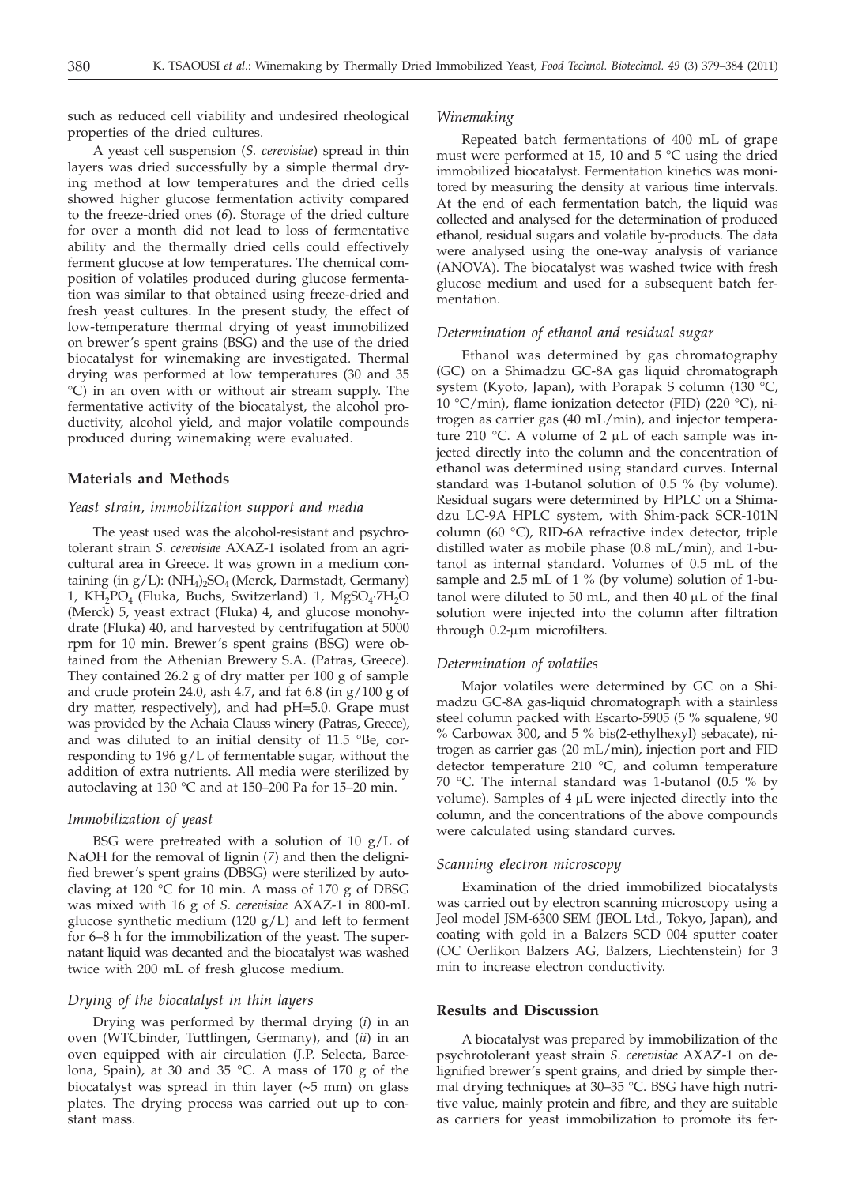such as reduced cell viability and undesired rheological properties of the dried cultures.

A yeast cell suspension (*S. cerevisiae*) spread in thin layers was dried successfully by a simple thermal drying method at low temperatures and the dried cells showed higher glucose fermentation activity compared to the freeze-dried ones (*6*). Storage of the dried culture for over a month did not lead to loss of fermentative ability and the thermally dried cells could effectively ferment glucose at low temperatures. The chemical composition of volatiles produced during glucose fermentation was similar to that obtained using freeze-dried and fresh yeast cultures. In the present study, the effect of low-temperature thermal drying of yeast immobilized on brewer's spent grains (BSG) and the use of the dried biocatalyst for winemaking are investigated. Thermal drying was performed at low temperatures (30 and 35 °C) in an oven with or without air stream supply. The fermentative activity of the biocatalyst, the alcohol productivity, alcohol yield, and major volatile compounds produced during winemaking were evaluated.

## Materials and Methods

### *Yeast strain, immobilization support and media*

The yeast used was the alcohol-resistant and psychrotolerant strain *S. cerevisiae* AXAZ-1 isolated from an agricultural area in Greece. It was grown in a medium containing (in g/L): $(NH_4)_2SO_4$ (Merck, Darmstadt, Germany) 1, $KH_2PO_4$ (Fluka, Buchs, Switzerland) 1, $MgSO_4 \cdot 7H_2O$ (Merck) 5, yeast extract (Fluka) 4, and glucose monohydrate (Fluka) 40, and harvested by centrifugation at 5000 rpm for 10 min. Brewer's spent grains (BSG) were obtained from the Athenian Brewery S.A. (Patras, Greece). They contained 26.2 g of dry matter per 100 g of sample and crude protein 24.0, ash 4.7, and fat 6.8 (in g/100 g of dry matter, respectively), and had pH=5.0. Grape must was provided by the Achaia Clauss winery (Patras, Greece), and was diluted to an initial density of 11.5 °Be, corresponding to 196 g/L of fermentable sugar, without the addition of extra nutrients. All media were sterilized by autoclaving at 130 °C and at 150–200 Pa for 15–20 min.

### *Immobilization of yeast*

BSG were pretreated with a solution of 10 g/L of NaOH for the removal of lignin (*7*) and then the delignified brewer's spent grains (DBSG) were sterilized by autoclaving at 120 °C for 10 min. A mass of 170 g of DBSG was mixed with 16 g of *S. cerevisiae* AXAZ-1 in 800-mL glucose synthetic medium (120 g/L) and left to ferment for 6–8 h for the immobilization of the yeast. The supernatant liquid was decanted and the biocatalyst was washed twice with 200 mL of fresh glucose medium.

### *Drying of the biocatalyst in thin layers*

Drying was performed by thermal drying (*i*) in an oven (WTCbinder, Tuttlingen, Germany), and (*ii*) in an oven equipped with air circulation (J.P. Selecta, Barcelona, Spain), at 30 and 35 °C. A mass of 170 g of the biocatalyst was spread in thin layer (~5 mm) on glass plates. The drying process was carried out up to constant mass.

### *Winemaking*

Repeated batch fermentations of 400 mL of grape must were performed at 15, 10 and 5 °C using the dried immobilized biocatalyst. Fermentation kinetics was monitored by measuring the density at various time intervals. At the end of each fermentation batch, the liquid was collected and analysed for the determination of produced ethanol, residual sugars and volatile by-products. The data were analysed using the one-way analysis of variance (ANOVA). The biocatalyst was washed twice with fresh glucose medium and used for a subsequent batch fermentation.

### *Determination of ethanol and residual sugar*

Ethanol was determined by gas chromatography (GC) on a Shimadzu GC-8A gas liquid chromatograph system (Kyoto, Japan), with Porapak S column (130 °C, 10 °C/min), flame ionization detector (FID) (220 °C), nitrogen as carrier gas (40 mL/min), and injector temperature 210 °C. A volume of 2 μL of each sample was injected directly into the column and the concentration of ethanol was determined using standard curves. Internal standard was 1-butanol solution of 0.5 % (by volume). Residual sugars were determined by HPLC on a Shimadzu LC-9A HPLC system, with Shim-pack SCR-101N column (60 °C), RID-6A refractive index detector, triple distilled water as mobile phase (0.8 mL/min), and 1-butanol as internal standard. Volumes of 0.5 mL of the sample and 2.5 mL of 1 % (by volume) solution of 1-butanol were diluted to 50 mL, and then 40 μL of the final solution were injected into the column after filtration through 0.2-μm microfilters.

### *Determination of volatiles*

Major volatiles were determined by GC on a Shimadzu GC-8A gas-liquid chromatograph with a stainless steel column packed with Escarto-5905 (5 % squalene, 90 % Carbowax 300, and 5 % bis(2-ethylhexyl) sebacate), nitrogen as carrier gas (20 mL/min), injection port and FID detector temperature 210 °C, and column temperature 70 °C. The internal standard was 1-butanol (0.5 % by volume). Samples of 4 μL were injected directly into the column, and the concentrations of the above compounds were calculated using standard curves.

### *Scanning electron microscopy*

Examination of the dried immobilized biocatalysts was carried out by electron scanning microscopy using a Jeol model JSM-6300 SEM (JEOL Ltd., Tokyo, Japan), and coating with gold in a Balzers SCD 004 sputter coater (OC Oerlikon Balzers AG, Balzers, Liechtenstein) for 3 min to increase electron conductivity.

## Results and Discussion

A biocatalyst was prepared by immobilization of the psychrotolerant yeast strain *S. cerevisiae* AXAZ-1 on delignified brewer's spent grains, and dried by simple thermal drying techniques at 30–35 °C. BSG have high nutritive value, mainly protein and fibre, and they are suitable as carriers for yeast immobilization to promote its fer-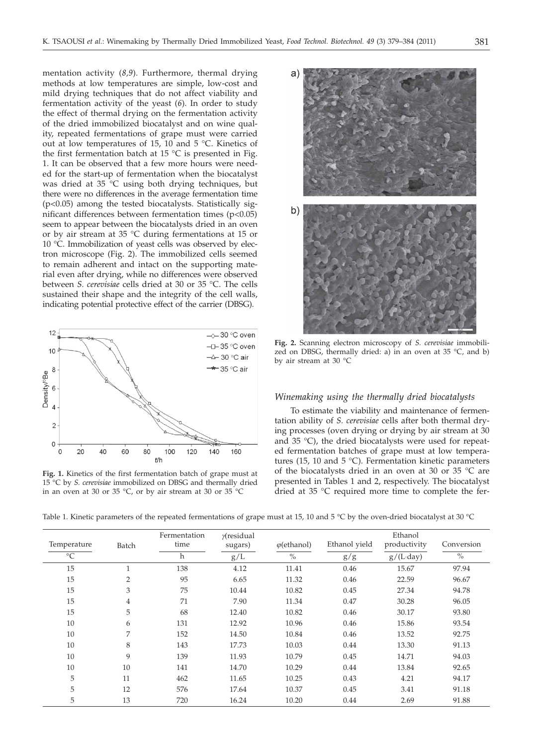mentation activity (*8,9*). Furthermore, thermal drying methods at low temperatures are simple, low-cost and mild drying techniques that do not affect viability and fermentation activity of the yeast (*6*). In order to study the effect of thermal drying on the fermentation activity of the dried immobilized biocatalyst and on wine quality, repeated fermentations of grape must were carried out at low temperatures of 15, 10 and 5 °C. Kinetics of the first fermentation batch at 15 °C is presented in Fig. 1. It can be observed that a few more hours were needed for the start-up of fermentation when the biocatalyst was dried at 35 °C using both drying techniques, but there were no differences in the average fermentation time ($p<0.05$) among the tested biocatalysts. Statistically significant differences between fermentation times ($p<0.05$) seem to appear between the biocatalysts dried in an oven or by air stream at 35 °C during fermentations at 15 or 10 °C. Immobilization of yeast cells was observed by electron microscope (Fig. 2). The immobilized cells seemed to remain adherent and intact on the supporting material even after drying, while no differences were observed between *S. cerevisiae* cells dried at 30 or 35 °C. The cells sustained their shape and the integrity of the cell walls, indicating potential protective effect of the carrier (DBSG).

**Fig. 1.** Kinetics of the first fermentation batch of grape must at 15 °C by *S. cerevisiae* immobilized on DBSG and thermally dried in an oven at 30 or 35 °C, or by air stream at 30 or 35 °C

**Fig. 2.** Scanning electron microscopy of *S. cerevisiae* immobilized on DBSG, thermally dried: a) in an oven at 35 °C, and b) by air stream at 30 °C

### Winemaking using the thermally dried biocatalysts

To estimate the viability and maintenance of fermentation ability of *S. cerevisiae* cells after both thermal drying processes (oven drying or drying by air stream at 30 and 35 °C), the dried biocatalysts were used for repeated fermentation batches of grape must at low temperatures (15, 10 and 5 °C). Fermentation kinetic parameters of the biocatalysts dried in an oven at 30 or 35 °C are presented in Tables 1 and 2, respectively. The biocatalyst dried at 35 °C required more time to complete the fer-

Table 1. Kinetic parameters of the repeated fermentations of grape must at 15, 10 and 5 °C by the oven-dried biocatalyst at 30 °C

| Temperature | Batch | Fermentation time | $\gamma$(residual sugars) | $\varphi$(ethanol) | Ethanol yield | Ethanol productivity | Conversion |
|---|---|---|---|---|---|---|---|
| °C | | h | g/L | % | g/g | g/(L·day) | % |
| 15 | 1 | 138 | 4.12 | 11.41 | 0.46 | 15.67 | 97.94 |
| 15 | 2 | 95 | 6.65 | 11.32 | 0.46 | 22.59 | 96.67 |
| 15 | 3 | 75 | 10.44 | 10.82 | 0.45 | 27.34 | 94.78 |
| 15 | 4 | 71 | 7.90 | 11.34 | 0.47 | 30.28 | 96.05 |
| 15 | 5 | 68 | 12.40 | 10.82 | 0.46 | 30.17 | 93.80 |
| 10 | 6 | 131 | 12.92 | 10.96 | 0.46 | 15.86 | 93.54 |
| 10 | 7 | 152 | 14.50 | 10.84 | 0.46 | 13.52 | 92.75 |
| 10 | 8 | 143 | 17.73 | 10.03 | 0.44 | 13.30 | 91.13 |
| 10 | 9 | 139 | 11.93 | 10.79 | 0.45 | 14.71 | 94.03 |
| 10 | 10 | 141 | 14.70 | 10.29 | 0.44 | 13.84 | 92.65 |
| 5 | 11 | 462 | 11.65 | 10.25 | 0.43 | 4.21 | 94.17 |
| 5 | 12 | 576 | 17.64 | 10.37 | 0.45 | 3.41 | 91.18 |
| 5 | 13 | 720 | 16.24 | 10.20 | 0.44 | 2.69 | 91.88 |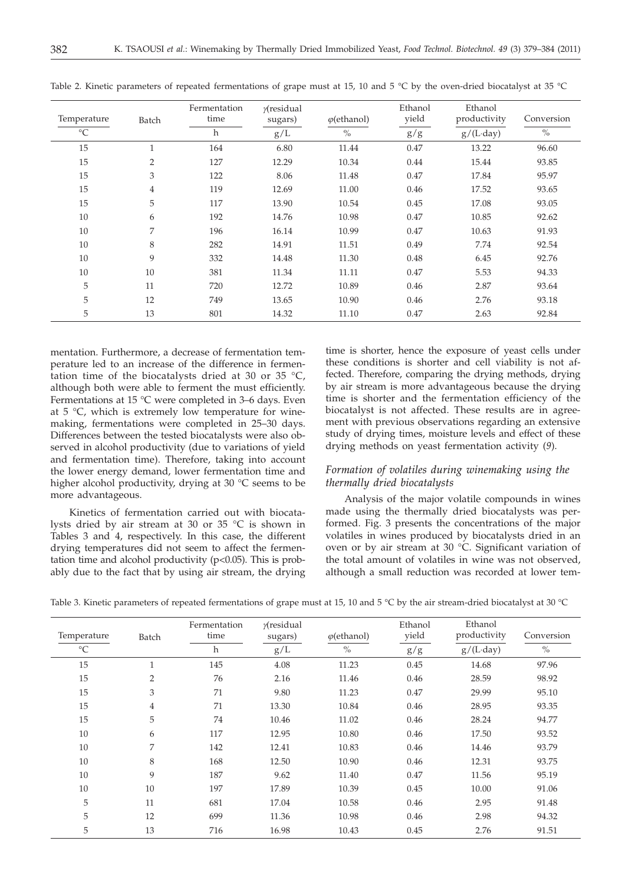Table 2. Kinetic parameters of repeated fermentations of grape must at 15, 10 and 5 °C by the oven-dried biocatalyst at 35 °C

| Temperature | Batch | Fermentation time | $\gamma$(residual sugars) | $\varphi$(ethanol) | Ethanol yield | Ethanol productivity | Conversion |
|---|---|---|---|---|---|---|---|
| °C | | h | g/L | % | g/g | g/(L·day) | % |
| 15 | 1 | 164 | 6.80 | 11.44 | 0.47 | 13.22 | 96.60 |
| 15 | 2 | 127 | 12.29 | 10.34 | 0.44 | 15.44 | 93.85 |
| 15 | 3 | 122 | 8.06 | 11.48 | 0.47 | 17.84 | 95.97 |
| 15 | 4 | 119 | 12.69 | 11.00 | 0.46 | 17.52 | 93.65 |
| 15 | 5 | 117 | 13.90 | 10.54 | 0.45 | 17.08 | 93.05 |
| 10 | 6 | 192 | 14.76 | 10.98 | 0.47 | 10.85 | 92.62 |
| 10 | 7 | 196 | 16.14 | 10.99 | 0.47 | 10.63 | 91.93 |
| 10 | 8 | 282 | 14.91 | 11.51 | 0.49 | 7.74 | 92.54 |
| 10 | 9 | 332 | 14.48 | 11.30 | 0.48 | 6.45 | 92.76 |
| 10 | 10 | 381 | 11.34 | 11.11 | 0.47 | 5.53 | 94.33 |
| 5 | 11 | 720 | 12.72 | 10.89 | 0.46 | 2.87 | 93.64 |
| 5 | 12 | 749 | 13.65 | 10.90 | 0.46 | 2.76 | 93.18 |
| 5 | 13 | 801 | 14.32 | 11.10 | 0.47 | 2.63 | 92.84 |

mentation. Furthermore, a decrease of fermentation temperature led to an increase of the difference in fermentation time of the biocatalysts dried at 30 or 35 °C, although both were able to ferment the must efficiently. Fermentations at 15 °C were completed in 3–6 days. Even at 5 °C, which is extremely low temperature for winemaking, fermentations were completed in 25–30 days. Differences between the tested biocatalysts were also observed in alcohol productivity (due to variations of yield and fermentation time). Therefore, taking into account the lower energy demand, lower fermentation time and higher alcohol productivity, drying at 30 °C seems to be more advantageous.

Kinetics of fermentation carried out with biocatalysts dried by air stream at 30 or 35 °C is shown in Tables 3 and 4, respectively. In this case, the different drying temperatures did not seem to affect the fermentation time and alcohol productivity ($p<0.05$). This is probably due to the fact that by using air stream, the drying time is shorter, hence the exposure of yeast cells under these conditions is shorter and cell viability is not affected. Therefore, comparing the drying methods, drying by air stream is more advantageous because the drying time is shorter and the fermentation efficiency of the biocatalyst is not affected. These results are in agreement with previous observations regarding an extensive study of drying times, moisture levels and effect of these drying methods on yeast fermentation activity (*9*).

### *Formation of volatiles during winemaking using the thermally dried biocatalysts*

Analysis of the major volatile compounds in wines made using the thermally dried biocatalysts was performed. Fig. 3 presents the concentrations of the major volatiles in wines produced by biocatalysts dried in an oven or by air stream at 30 °C. Significant variation of the total amount of volatiles in wine was not observed, although a small reduction was recorded at lower tem-

Table 3. Kinetic parameters of repeated fermentations of grape must at 15, 10 and 5 °C by the air stream-dried biocatalyst at 30 °C

| Temperature | Batch | Fermentation time | $\gamma$(residual sugars) | $\varphi$(ethanol) | Ethanol yield | Ethanol productivity | Conversion |
|---|---|---|---|---|---|---|---|
| °C | | h | g/L | % | g/g | g/(L·day) | % |
| 15 | 1 | 145 | 4.08 | 11.23 | 0.45 | 14.68 | 97.96 |
| 15 | 2 | 76 | 2.16 | 11.46 | 0.46 | 28.59 | 98.92 |
| 15 | 3 | 71 | 9.80 | 11.23 | 0.47 | 29.99 | 95.10 |
| 15 | 4 | 71 | 13.30 | 10.84 | 0.46 | 28.95 | 93.35 |
| 15 | 5 | 74 | 10.46 | 11.02 | 0.46 | 28.24 | 94.77 |
| 10 | 6 | 117 | 12.95 | 10.80 | 0.46 | 17.50 | 93.52 |
| 10 | 7 | 142 | 12.41 | 10.83 | 0.46 | 14.46 | 93.79 |
| 10 | 8 | 168 | 12.50 | 10.90 | 0.46 | 12.31 | 93.75 |
| 10 | 9 | 187 | 9.62 | 11.40 | 0.47 | 11.56 | 95.19 |
| 10 | 10 | 197 | 17.89 | 10.39 | 0.45 | 10.00 | 91.06 |
| 5 | 11 | 681 | 17.04 | 10.58 | 0.46 | 2.95 | 91.48 |
| 5 | 12 | 699 | 11.36 | 10.98 | 0.46 | 2.98 | 94.32 |
| 5 | 13 | 716 | 16.98 | 10.43 | 0.45 | 2.76 | 91.51 |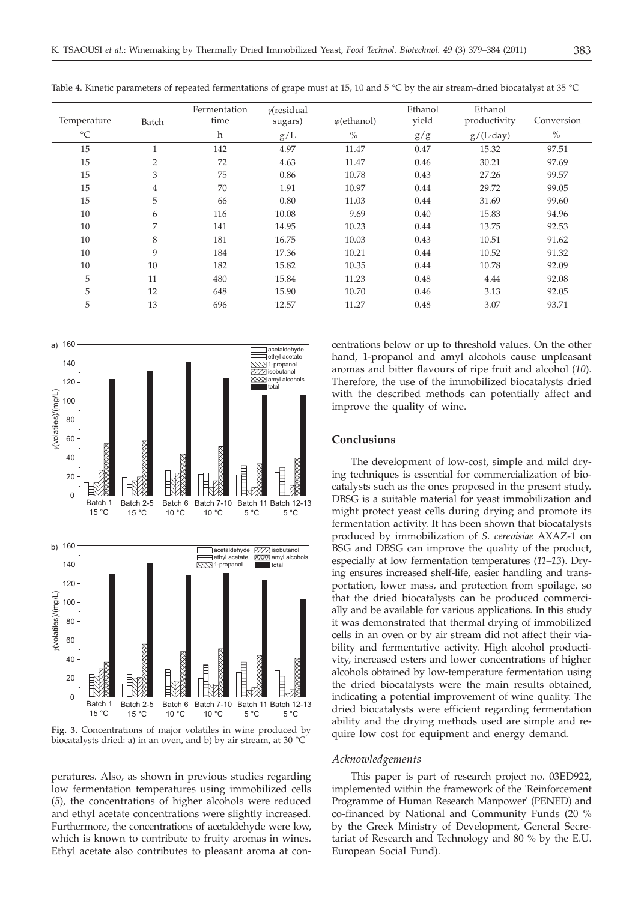Table 4. Kinetic parameters of repeated fermentations of grape must at 15, 10 and 5 °C by the air stream-dried biocatalyst at 35 °C

| Temperature | Batch | Fermentation time | γ(residual sugars) | φ(ethanol) | Ethanol yield | Ethanol productivity | Conversion |
|---|---|---|---|---|---|---|---|
| °C | | h | g/L | % | g/g | g/(L·day) | % |
| 15 | 1 | 142 | 4.97 | 11.47 | 0.47 | 15.32 | 97.51 |
| 15 | 2 | 72 | 4.63 | 11.47 | 0.46 | 30.21 | 97.69 |
| 15 | 3 | 75 | 0.86 | 10.78 | 0.43 | 27.26 | 99.57 |
| 15 | 4 | 70 | 1.91 | 10.97 | 0.44 | 29.72 | 99.05 |
| 15 | 5 | 66 | 0.80 | 11.03 | 0.44 | 31.69 | 99.60 |
| 10 | 6 | 116 | 10.08 | 9.69 | 0.40 | 15.83 | 94.96 |
| 10 | 7 | 141 | 14.95 | 10.23 | 0.44 | 13.75 | 92.53 |
| 10 | 8 | 181 | 16.75 | 10.03 | 0.43 | 10.51 | 91.62 |
| 10 | 9 | 184 | 17.36 | 10.21 | 0.44 | 10.52 | 91.32 |
| 10 | 10 | 182 | 15.82 | 10.35 | 0.44 | 10.78 | 92.09 |
| 5 | 11 | 480 | 15.84 | 11.23 | 0.48 | 4.44 | 92.08 |
| 5 | 12 | 648 | 15.90 | 10.70 | 0.46 | 3.13 | 92.05 |
| 5 | 13 | 696 | 12.57 | 11.27 | 0.48 | 3.07 | 93.71 |

**Fig. 3.** Concentrations of major volatiles in wine produced by biocatalysts dried: a) in an oven, and b) by air stream, at 30 °C

peratures. Also, as shown in previous studies regarding low fermentation temperatures using immobilized cells (*5*), the concentrations of higher alcohols were reduced and ethyl acetate concentrations were slightly increased. Furthermore, the concentrations of acetaldehyde were low, which is known to contribute to fruity aromas in wines. Ethyl acetate also contributes to pleasant aroma at concentrations below or up to threshold values. On the other hand, 1-propanol and amyl alcohols cause unpleasant aromas and bitter flavours of ripe fruit and alcohol (*10*). Therefore, the use of the immobilized biocatalysts dried with the described methods can potentially affect and improve the quality of wine.

## Conclusions

The development of low-cost, simple and mild drying techniques is essential for commercialization of biocatalysts such as the ones proposed in the present study. DBSG is a suitable material for yeast immobilization and might protect yeast cells during drying and promote its fermentation activity. It has been shown that biocatalysts produced by immobilization of *S. cerevisiae* AXAZ-1 on BSG and DBSG can improve the quality of the product, especially at low fermentation temperatures (*11–13*). Drying ensures increased shelf-life, easier handling and transportation, lower mass, and protection from spoilage, so that the dried biocatalysts can be produced commercially and be available for various applications. In this study it was demonstrated that thermal drying of immobilized cells in an oven or by air stream did not affect their viability and fermentative activity. High alcohol productivity, increased esters and lower concentrations of higher alcohols obtained by low-temperature fermentation using the dried biocatalysts were the main results obtained, indicating a potential improvement of wine quality. The dried biocatalysts were efficient regarding fermentation ability and the drying methods used are simple and require low cost for equipment and energy demand.

### *Acknowledgements*

This paper is part of research project no. 03ED922, implemented within the framework of the 'Reinforcement Programme of Human Research Manpower' (PENED) and co-financed by National and Community Funds (20 % by the Greek Ministry of Development, General Secretariat of Research and Technology and 80 % by the E.U. European Social Fund).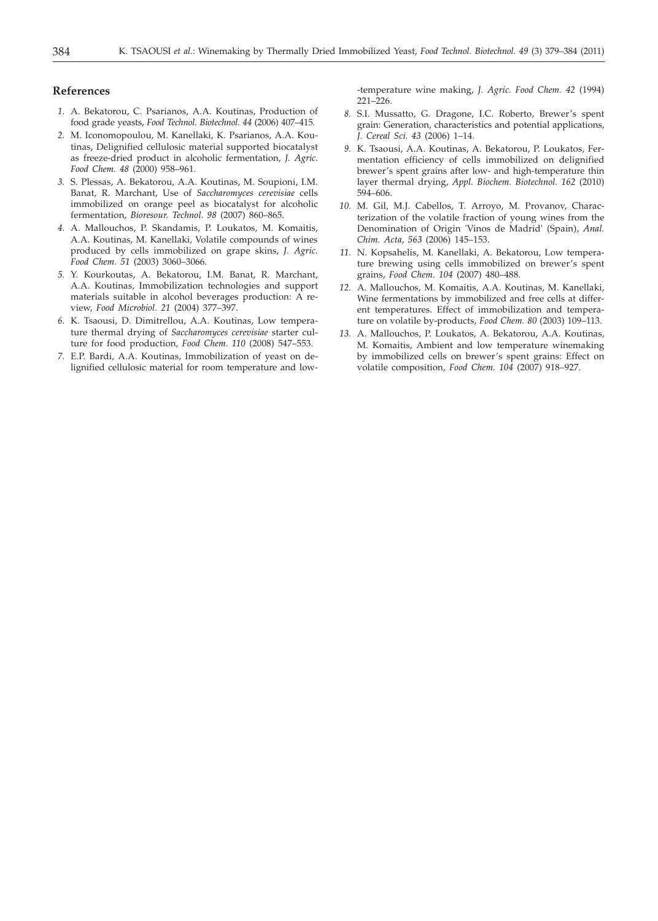## References

1. A. Bekatorou, C. Psarianos, A.A. Koutinas, Production of food grade yeasts, *Food Technol. Biotechnol. 44* (2006) 407–415.
2. M. Iconomopoulou, M. Kanellaki, K. Psarianos, A.A. Koutinas, Delignified cellulosic material supported biocatalyst as freeze-dried product in alcoholic fermentation, *J. Agric. Food Chem. 48* (2000) 958–961.
3. S. Plessas, A. Bekatorou, A.A. Koutinas, M. Soupioni, I.M. Banat, R. Marchant, Use of *Saccharomyces cerevisiae* cells immobilized on orange peel as biocatalyst for alcoholic fermentation, *Bioresour. Technol. 98* (2007) 860–865.
4. A. Mallouchos, P. Skandamis, P. Loukatos, M. Komaitis, A.A. Koutinas, M. Kanellaki, Volatile compounds of wines produced by cells immobilized on grape skins, *J. Agric. Food Chem. 51* (2003) 3060–3066.
5. Y. Kourkoutas, A. Bekatorou, I.M. Banat, R. Marchant, A.A. Koutinas, Immobilization technologies and support materials suitable in alcohol beverages production: A review, *Food Microbiol. 21* (2004) 377–397.
6. K. Tsaousi, D. Dimitrellou, A.A. Koutinas, Low temperature thermal drying of *Saccharomyces cerevisiae* starter culture for food production, *Food Chem. 110* (2008) 547–553.
7. E.P. Bardi, A.A. Koutinas, Immobilization of yeast on delignified cellulosic material for room temperature and low-temperature wine making, *J. Agric. Food Chem. 42* (1994) 221–226.
8. S.I. Mussatto, G. Dragone, I.C. Roberto, Brewer's spent grain: Generation, characteristics and potential applications, *J. Cereal Sci. 43* (2006) 1–14.
9. K. Tsaousi, A.A. Koutinas, A. Bekatorou, P. Loukatos, Fermentation efficiency of cells immobilized on delignified brewer's spent grains after low- and high-temperature thin layer thermal drying, *Appl. Biochem. Biotechnol. 162* (2010) 594–606.
10. M. Gil, M.J. Cabellos, T. Arroyo, M. Provanov, Characterization of the volatile fraction of young wines from the Denomination of Origin 'Vinos de Madrid' (Spain), *Anal. Chim. Acta*, *563* (2006) 145–153.
11. N. Kopsahelis, M. Kanellaki, A. Bekatorou, Low temperature brewing using cells immobilized on brewer's spent grains, *Food Chem*. *104* (2007) 480–488.
12. A. Mallouchos, M. Komaitis, A.A. Koutinas, M. Kanellaki, Wine fermentations by immobilized and free cells at different temperatures. Effect of immobilization and temperature on volatile by-products, *Food Chem. 80* (2003) 109–113.
13. A. Mallouchos, P. Loukatos, A. Bekatorou, A.A. Koutinas, M. Komaitis, Ambient and low temperature winemaking by immobilized cells on brewer's spent grains: Effect on volatile composition, *Food Chem. 104* (2007) 918–927.